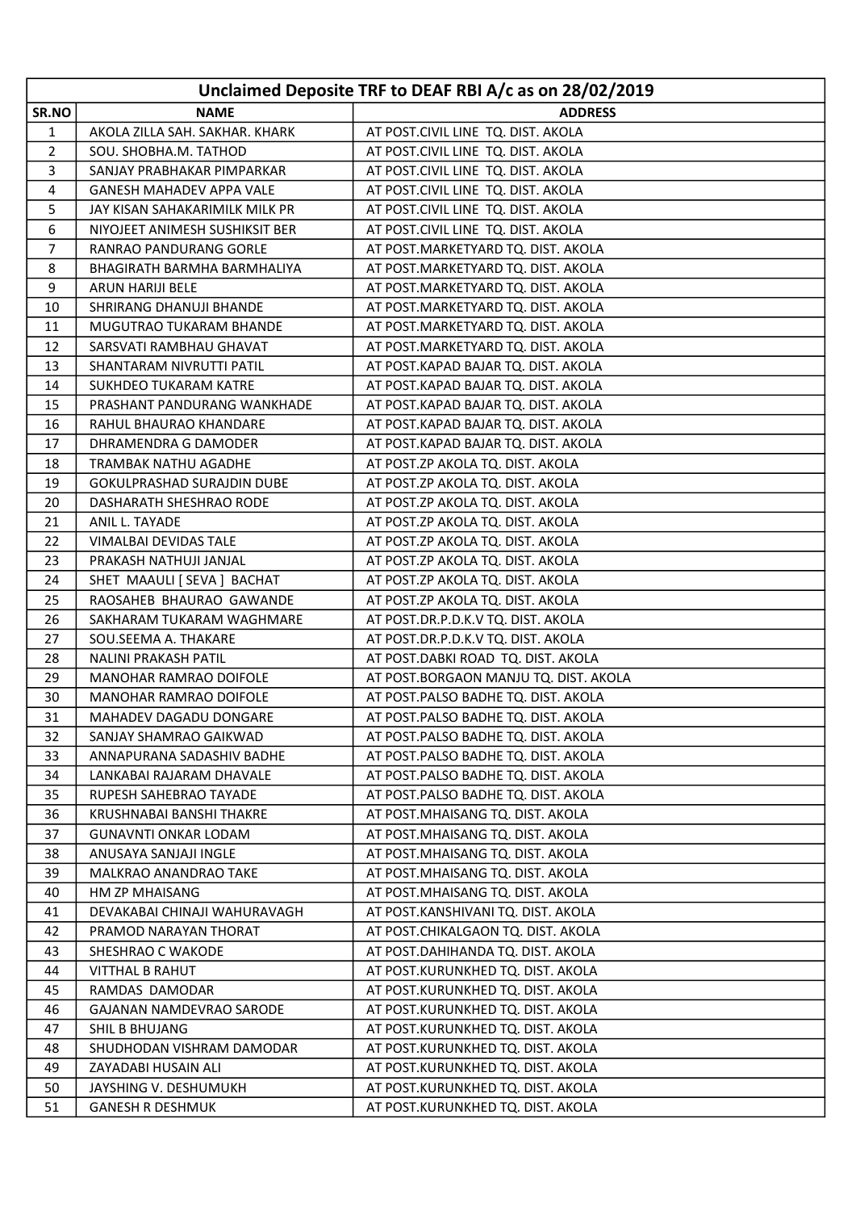| Unclaimed Deposite TRF to DEAF RBI A/c as on 28/02/2019 | | |
|---|---|---|
| SR.NO | NAME | ADDRESS |
| 1 | AKOLA ZILLA SAH. SAKHAR. KHARK | AT POST.CIVIL LINE TQ. DIST. AKOLA |
| 2 | SOU. SHOBHA.M. TATHOD | AT POST.CIVIL LINE TQ. DIST. AKOLA |
| 3 | SANJAY PRABHAKAR PIMPARKAR | AT POST.CIVIL LINE TQ. DIST. AKOLA |
| 4 | GANESH MAHADEV APPA VALE | AT POST.CIVIL LINE TQ. DIST. AKOLA |
| 5 | JAY KISAN SAHAKARIMILK MILK PR | AT POST.CIVIL LINE TQ. DIST. AKOLA |
| 6 | NIYOJEET ANIMESH SUSHIKSIT BER | AT POST.CIVIL LINE TQ. DIST. AKOLA |
| 7 | RANRAO PANDURANG GORLE | AT POST.MARKETYARD TQ. DIST. AKOLA |
| 8 | BHAGIRATH BARMHA BARMHALIYA | AT POST.MARKETYARD TQ. DIST. AKOLA |
| 9 | ARUN HARIJI BELE | AT POST.MARKETYARD TQ. DIST. AKOLA |
| 10 | SHRIRANG DHANUJI BHANDE | AT POST.MARKETYARD TQ. DIST. AKOLA |
| 11 | MUGUTRAO TUKARAM BHANDE | AT POST.MARKETYARD TQ. DIST. AKOLA |
| 12 | SARSVATI RAMBHAU GHAVAT | AT POST.MARKETYARD TQ. DIST. AKOLA |
| 13 | SHANTARAM NIVRUTTI PATIL | AT POST.KAPAD BAJAR TQ. DIST. AKOLA |
| 14 | SUKHDEO TUKARAM KATRE | AT POST.KAPAD BAJAR TQ. DIST. AKOLA |
| 15 | PRASHANT PANDURANG WANKHADE | AT POST.KAPAD BAJAR TQ. DIST. AKOLA |
| 16 | RAHUL BHAURAO KHANDARE | AT POST.KAPAD BAJAR TQ. DIST. AKOLA |
| 17 | DHRAMENDRA G DAMODER | AT POST.KAPAD BAJAR TQ. DIST. AKOLA |
| 18 | TRAMBAK NATHU AGADHE | AT POST.ZP AKOLA TQ. DIST. AKOLA |
| 19 | GOKULPRASHAD SURAJDIN DUBE | AT POST.ZP AKOLA TQ. DIST. AKOLA |
| 20 | DASHARATH SHESHRAO RODE | AT POST.ZP AKOLA TQ. DIST. AKOLA |
| 21 | ANIL L. TAYADE | AT POST.ZP AKOLA TQ. DIST. AKOLA |
| 22 | VIMALBAI DEVIDAS TALE | AT POST.ZP AKOLA TQ. DIST. AKOLA |
| 23 | PRAKASH NATHUJI JANJAL | AT POST.ZP AKOLA TQ. DIST. AKOLA |
| 24 | SHET MAAULI [ SEVA ] BACHAT | AT POST.ZP AKOLA TQ. DIST. AKOLA |
| 25 | RAOSAHEB BHAURAO GAWANDE | AT POST.ZP AKOLA TQ. DIST. AKOLA |
| 26 | SAKHARAM TUKARAM WAGHMARE | AT POST.DR.P.D.K.V TQ. DIST. AKOLA |
| 27 | SOU.SEEMA A. THAKARE | AT POST.DR.P.D.K.V TQ. DIST. AKOLA |
| 28 | NALINI PRAKASH PATIL | AT POST.DABKI ROAD TQ. DIST. AKOLA |
| 29 | MANOHAR RAMRAO DOIFOLE | AT POST.BORGAON MANJU TQ. DIST. AKOLA |
| 30 | MANOHAR RAMRAO DOIFOLE | AT POST.PALSO BADHE TQ. DIST. AKOLA |
| 31 | MAHADEV DAGADU DONGARE | AT POST.PALSO BADHE TQ. DIST. AKOLA |
| 32 | SANJAY SHAMRAO GAIKWAD | AT POST.PALSO BADHE TQ. DIST. AKOLA |
| 33 | ANNAPURANA SADASHIV BADHE | AT POST.PALSO BADHE TQ. DIST. AKOLA |
| 34 | LANKABAI RAJARAM DHAVALE | AT POST.PALSO BADHE TQ. DIST. AKOLA |
| 35 | RUPESH SAHEBRAO TAYADE | AT POST.PALSO BADHE TQ. DIST. AKOLA |
| 36 | KRUSHNABAI BANSHI THAKRE | AT POST.MHAISANG TQ. DIST. AKOLA |
| 37 | GUNAVNTI ONKAR LODAM | AT POST.MHAISANG TQ. DIST. AKOLA |
| 38 | ANUSAYA SANJAJI INGLE | AT POST.MHAISANG TQ. DIST. AKOLA |
| 39 | MALKRAO ANANDRAO TAKE | AT POST.MHAISANG TQ. DIST. AKOLA |
| 40 | HM ZP MHAISANG | AT POST.MHAISANG TQ. DIST. AKOLA |
| 41 | DEVAKABAI CHINAJI WAHURAVAGH | AT POST.KANSHIVANI TQ. DIST. AKOLA |
| 42 | PRAMOD NARAYAN THORAT | AT POST.CHIKALGAON TQ. DIST. AKOLA |
| 43 | SHESHRAO C WAKODE | AT POST.DAHIHANDA TQ. DIST. AKOLA |
| 44 | VITTHAL B RAHUT | AT POST.KURUNKHED TQ. DIST. AKOLA |
| 45 | RAMDAS DAMODAR | AT POST.KURUNKHED TQ. DIST. AKOLA |
| 46 | GAJANAN NAMDEVRAO SARODE | AT POST.KURUNKHED TQ. DIST. AKOLA |
| 47 | SHIL B BHUJANG | AT POST.KURUNKHED TQ. DIST. AKOLA |
| 48 | SHUDHODAN VISHRAM DAMODAR | AT POST.KURUNKHED TQ. DIST. AKOLA |
| 49 | ZAYADABI HUSAIN ALI | AT POST.KURUNKHED TQ. DIST. AKOLA |
| 50 | JAYSHING V. DESHUMUKH | AT POST.KURUNKHED TQ. DIST. AKOLA |
| 51 | GANESH R DESHMUK | AT POST.KURUNKHED TQ. DIST. AKOLA |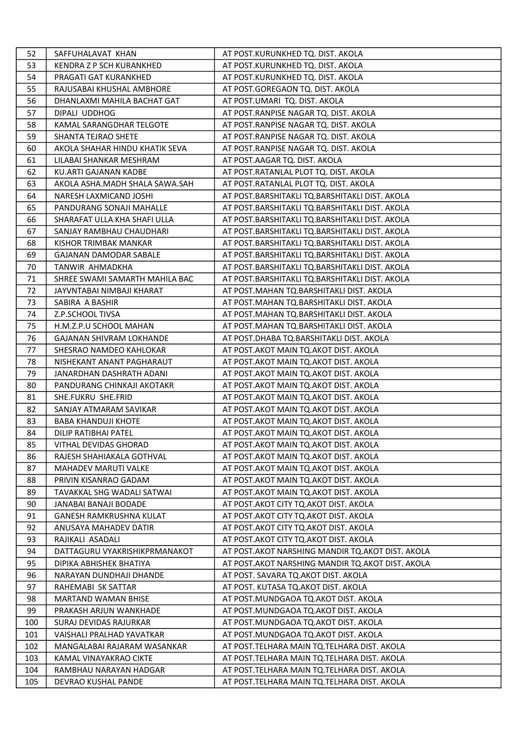| 52 | SAFFUHALAVAT KHAN | AT POST.KURUNKHED TQ. DIST. AKOLA |
|---|---|---|
| 53 | KENDRA Z P SCH KURANKHED | AT POST.KURUNKHED TQ. DIST. AKOLA |
| 54 | PRAGATI GAT KURANKHED | AT POST.KURUNKHED TQ. DIST. AKOLA |
| 55 | RAJUSABAI KHUSHAL AMBHORE | AT POST.GOREGAON TQ. DIST. AKOLA |
| 56 | DHANLAXMI MAHILA BACHAT GAT | AT POST.UMARI TQ. DIST. AKOLA |
| 57 | DIPALI UDDHOG | AT POST.RANPISE NAGAR TQ. DIST. AKOLA |
| 58 | KAMAL SARANGDHAR TELGOTE | AT POST.RANPISE NAGAR TQ. DIST. AKOLA |
| 59 | SHANTA TEJRAO SHETE | AT POST.RANPISE NAGAR TQ. DIST. AKOLA |
| 60 | AKOLA SHAHAR HINDU KHATIK SEVA | AT POST.RANPISE NAGAR TQ. DIST. AKOLA |
| 61 | LILABAI SHANKAR MESHRAM | AT POST.AAGAR TQ. DIST. AKOLA |
| 62 | KU.ARTI GAJANAN KADBE | AT POST.RATANLAL PLOT TQ. DIST. AKOLA |
| 63 | AKOLA ASHA.MADH SHALA SAWA.SAH | AT POST.RATANLAL PLOT TQ. DIST. AKOLA |
| 64 | NARESH LAXMICAND JOSHI | AT POST.BARSHITAKLI TQ.BARSHITAKLI DIST. AKOLA |
| 65 | PANDURANG SONAJI MAHALLE | AT POST.BARSHITAKLI TQ.BARSHITAKLI DIST. AKOLA |
| 66 | SHARAFAT ULLA KHA SHAFI ULLA | AT POST.BARSHITAKLI TQ.BARSHITAKLI DIST. AKOLA |
| 67 | SANJAY RAMBHAU CHAUDHARI | AT POST.BARSHITAKLI TQ.BARSHITAKLI DIST. AKOLA |
| 68 | KISHOR TRIMBAK MANKAR | AT POST.BARSHITAKLI TQ.BARSHITAKLI DIST. AKOLA |
| 69 | GAJANAN DAMODAR SABALE | AT POST.BARSHITAKLI TQ.BARSHITAKLI DIST. AKOLA |
| 70 | TANWIR AHMADKHA | AT POST.BARSHITAKLI TQ.BARSHITAKLI DIST. AKOLA |
| 71 | SHREE SWAMI SAMARTH MAHILA BAC | AT POST.BARSHITAKLI TQ.BARSHITAKLI DIST. AKOLA |
| 72 | JAYVNTABAI NIMBAJI KHARAT | AT POST.MAHAN TQ.BARSHITAKLI DIST. AKOLA |
| 73 | SABIRA A BASHIR | AT POST.MAHAN TQ.BARSHITAKLI DIST. AKOLA |
| 74 | Z.P.SCHOOL TIVSA | AT POST.MAHAN TQ.BARSHITAKLI DIST. AKOLA |
| 75 | H.M.Z.P.U SCHOOL MAHAN | AT POST.MAHAN TQ.BARSHITAKLI DIST. AKOLA |
| 76 | GAJANAN SHIVRAM LOKHANDE | AT POST.DHABA TQ.BARSHITAKLI DIST. AKOLA |
| 77 | SHESRAO NAMDEO KAHLOKAR | AT POST.AKOT MAIN TQ.AKOT DIST. AKOLA |
| 78 | NISHEKANT ANANT PAGHARAUT | AT POST.AKOT MAIN TQ.AKOT DIST. AKOLA |
| 79 | JANARDHAN DASHRATH ADANI | AT POST.AKOT MAIN TQ.AKOT DIST. AKOLA |
| 80 | PANDURANG CHINKAJI AKOTAKR | AT POST.AKOT MAIN TQ.AKOT DIST. AKOLA |
| 81 | SHE.FUKRU SHE.FRID | AT POST.AKOT MAIN TQ.AKOT DIST. AKOLA |
| 82 | SANJAY ATMARAM SAVIKAR | AT POST.AKOT MAIN TQ.AKOT DIST. AKOLA |
| 83 | BABA KHANDUJI KHOTE | AT POST.AKOT MAIN TQ.AKOT DIST. AKOLA |
| 84 | DILIP RATIBHAI PATEL | AT POST.AKOT MAIN TQ.AKOT DIST. AKOLA |
| 85 | VITHAL DEVIDAS GHORAD | AT POST.AKOT MAIN TQ.AKOT DIST. AKOLA |
| 86 | RAJESH SHAHIAKALA GOTHVAL | AT POST.AKOT MAIN TQ.AKOT DIST. AKOLA |
| 87 | MAHADEV MARUTI VALKE | AT POST.AKOT MAIN TQ.AKOT DIST. AKOLA |
| 88 | PRIVIN KISANRAO GADAM | AT POST.AKOT MAIN TQ.AKOT DIST. AKOLA |
| 89 | TAVAKKAL SHG WADALI SATWAI | AT POST.AKOT MAIN TQ.AKOT DIST. AKOLA |
| 90 | JANABAI BANAJI BODADE | AT POST.AKOT CITY TQ.AKOT DIST. AKOLA |
| 91 | GANESH RAMKRUSHNA KULAT | AT POST.AKOT CITY TQ.AKOT DIST. AKOLA |
| 92 | ANUSAYA MAHADEV DATIR | AT POST.AKOT CITY TQ.AKOT DIST. AKOLA |
| 93 | RAJIKALI ASADALI | AT POST.AKOT CITY TQ.AKOT DIST. AKOLA |
| 94 | DATTAGURU VYAKRISHIKPRMANAKOT | AT POST.AKOT NARSHING MANDIR TQ.AKOT DIST. AKOLA |
| 95 | DIPIKA ABHISHEK BHATIYA | AT POST.AKOT NARSHING MANDIR TQ.AKOT DIST. AKOLA |
| 96 | NARAYAN DUNDHAJI DHANDE | AT POST. SAVARA TQ.AKOT DIST. AKOLA |
| 97 | RAHEMABI SK SATTAR | AT POST. KUTASA TQ.AKOT DIST. AKOLA |
| 98 | MARTAND WAMAN BHISE | AT POST.MUNDGAOA TQ.AKOT DIST. AKOLA |
| 99 | PRAKASH ARJUN WANKHADE | AT POST.MUNDGAOA TQ.AKOT DIST. AKOLA |
| 100 | SURAJ DEVIDAS RAJURKAR | AT POST.MUNDGAOA TQ.AKOT DIST. AKOLA |
| 101 | VAISHALI PRALHAD YAVATKAR | AT POST.MUNDGAOA TQ.AKOT DIST. AKOLA |
| 102 | MANGALABAI RAJARAM WASANKAR | AT POST.TELHARA MAIN TQ.TELHARA DIST. AKOLA |
| 103 | KAMAL VINAYAKRAO CIKTE | AT POST.TELHARA MAIN TQ.TELHARA DIST. AKOLA |
| 104 | RAMBHAU NARAYAN HADGAR | AT POST.TELHARA MAIN TQ.TELHARA DIST. AKOLA |
| 105 | DEVRAO KUSHAL PANDE | AT POST.TELHARA MAIN TQ.TELHARA DIST. AKOLA |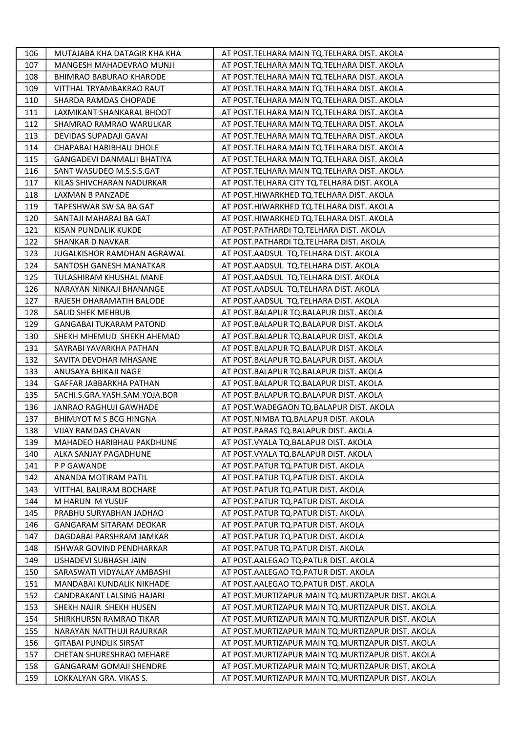| 106 | MUTAJABA KHA DATAGIR KHA KHA | AT POST.TELHARA MAIN TQ.TELHARA DIST. AKOLA |
|---|---|---|
| 107 | MANGESH MAHADEVRAO MUNJI | AT POST.TELHARA MAIN TQ.TELHARA DIST. AKOLA |
| 108 | BHIMRAO BABURAO KHARODE | AT POST.TELHARA MAIN TQ.TELHARA DIST. AKOLA |
| 109 | VITTHAL TRYAMBAKRAO RAUT | AT POST.TELHARA MAIN TQ.TELHARA DIST. AKOLA |
| 110 | SHARDA RAMDAS CHOPADE | AT POST.TELHARA MAIN TQ.TELHARA DIST. AKOLA |
| 111 | LAXMIKANT SHANKARAL BHOOT | AT POST.TELHARA MAIN TQ.TELHARA DIST. AKOLA |
| 112 | SHAMRAO RAMRAO WARULKAR | AT POST.TELHARA MAIN TQ.TELHARA DIST. AKOLA |
| 113 | DEVIDAS SUPADAJI GAVAI | AT POST.TELHARA MAIN TQ.TELHARA DIST. AKOLA |
| 114 | CHAPABAI HARIBHAU DHOLE | AT POST.TELHARA MAIN TQ.TELHARA DIST. AKOLA |
| 115 | GANGADEVI DANMALJI BHATIYA | AT POST.TELHARA MAIN TQ.TELHARA DIST. AKOLA |
| 116 | SANT WASUDEO M.S.S.S.GAT | AT POST.TELHARA MAIN TQ.TELHARA DIST. AKOLA |
| 117 | KILAS SHIVCHARAN NADURKAR | AT POST.TELHARA CITY TQ.TELHARA DIST. AKOLA |
| 118 | LAXMAN B PANZADE | AT POST.HIWARKHED TQ.TELHARA DIST. AKOLA |
| 119 | TAPESHWAR SW SA BA GAT | AT POST.HIWARKHED TQ.TELHARA DIST. AKOLA |
| 120 | SANTAJI MAHARAJ BA GAT | AT POST.HIWARKHED TQ.TELHARA DIST. AKOLA |
| 121 | KISAN PUNDALIK KUKDE | AT POST.PATHARDI TQ.TELHARA DIST. AKOLA |
| 122 | SHANKAR D NAVKAR | AT POST.PATHARDI TQ.TELHARA DIST. AKOLA |
| 123 | JUGALKISHOR RAMDHAN AGRAWAL | AT POST.AADSUL TQ.TELHARA DIST. AKOLA |
| 124 | SANTOSH GANESH MANATKAR | AT POST.AADSUL TQ.TELHARA DIST. AKOLA |
| 125 | TULASHIRAM KHUSHAL MANE | AT POST.AADSUL TQ.TELHARA DIST. AKOLA |
| 126 | NARAYAN NINKAJI BHANANGE | AT POST.AADSUL TQ.TELHARA DIST. AKOLA |
| 127 | RAJESH DHARAMATIH BALODE | AT POST.AADSUL TQ.TELHARA DIST. AKOLA |
| 128 | SALID SHEK MEHBUB | AT POST.BALAPUR TQ.BALAPUR DIST. AKOLA |
| 129 | GANGABAI TUKARAM PATOND | AT POST.BALAPUR TQ.BALAPUR DIST. AKOLA |
| 130 | SHEKH MHEMUD SHEKH AHEMAD | AT POST.BALAPUR TQ.BALAPUR DIST. AKOLA |
| 131 | SAYRABI YAVARKHA PATHAN | AT POST.BALAPUR TQ.BALAPUR DIST. AKOLA |
| 132 | SAVITA DEVDHAR MHASANE | AT POST.BALAPUR TQ.BALAPUR DIST. AKOLA |
| 133 | ANUSAYA BHIKAJI NAGE | AT POST.BALAPUR TQ.BALAPUR DIST. AKOLA |
| 134 | GAFFAR JABBARKHA PATHAN | AT POST.BALAPUR TQ.BALAPUR DIST. AKOLA |
| 135 | SACHI.S.GRA.YASH.SAM.YOJA.BOR | AT POST.BALAPUR TQ.BALAPUR DIST. AKOLA |
| 136 | JANRAO RAGHUJI GAWHADE | AT POST.WADEGAON TQ.BALAPUR DIST. AKOLA |
| 137 | BHIMJYOT M S BCG HINGNA | AT POST.NIMBA TQ.BALAPUR DIST. AKOLA |
| 138 | VIJAY RAMDAS CHAVAN | AT POST.PARAS TQ.BALAPUR DIST. AKOLA |
| 139 | MAHADEO HARIBHAU PAKDHUNE | AT POST.VYALA TQ.BALAPUR DIST. AKOLA |
| 140 | ALKA SANJAY PAGADHUNE | AT POST.VYALA TQ.BALAPUR DIST. AKOLA |
| 141 | P P GAWANDE | AT POST.PATUR TQ.PATUR DIST. AKOLA |
| 142 | ANANDA MOTIRAM PATIL | AT POST.PATUR TQ.PATUR DIST. AKOLA |
| 143 | VITTHAL BALIRAM BOCHARE | AT POST.PATUR TQ.PATUR DIST. AKOLA |
| 144 | M HARUN M YUSUF | AT POST.PATUR TQ.PATUR DIST. AKOLA |
| 145 | PRABHU SURYABHAN JADHAO | AT POST.PATUR TQ.PATUR DIST. AKOLA |
| 146 | GANGARAM SITARAM DEOKAR | AT POST.PATUR TQ.PATUR DIST. AKOLA |
| 147 | DAGDABAI PARSHRAM JAMKAR | AT POST.PATUR TQ.PATUR DIST. AKOLA |
| 148 | ISHWAR GOVIND PENDHARKAR | AT POST.PATUR TQ.PATUR DIST. AKOLA |
| 149 | USHADEVI SUBHASH JAIN | AT POST.AALEGAO TQ.PATUR DIST. AKOLA |
| 150 | SARASWATI VIDYALAY AMBASHI | AT POST.AALEGAO TQ.PATUR DIST. AKOLA |
| 151 | MANDABAI KUNDALIK NIKHADE | AT POST.AALEGAO TQ.PATUR DIST. AKOLA |
| 152 | CANDRAKANT LALSING HAJARI | AT POST.MURTIZAPUR MAIN TQ.MURTIZAPUR DIST. AKOLA |
| 153 | SHEKH NAJIR SHEKH HUSEN | AT POST.MURTIZAPUR MAIN TQ.MURTIZAPUR DIST. AKOLA |
| 154 | SHIRKHURSN RAMRAO TIKAR | AT POST.MURTIZAPUR MAIN TQ.MURTIZAPUR DIST. AKOLA |
| 155 | NARAYAN NATTHUJI RAJURKAR | AT POST.MURTIZAPUR MAIN TQ.MURTIZAPUR DIST. AKOLA |
| 156 | GITABAI PUNDLIK SIRSAT | AT POST.MURTIZAPUR MAIN TQ.MURTIZAPUR DIST. AKOLA |
| 157 | CHETAN SHURESHRAO MEHARE | AT POST.MURTIZAPUR MAIN TQ.MURTIZAPUR DIST. AKOLA |
| 158 | GANGARAM GOMAJI SHENDRE | AT POST.MURTIZAPUR MAIN TQ.MURTIZAPUR DIST. AKOLA |
| 159 | LOKKALYAN GRA. VIKAS S. | AT POST.MURTIZAPUR MAIN TQ.MURTIZAPUR DIST. AKOLA |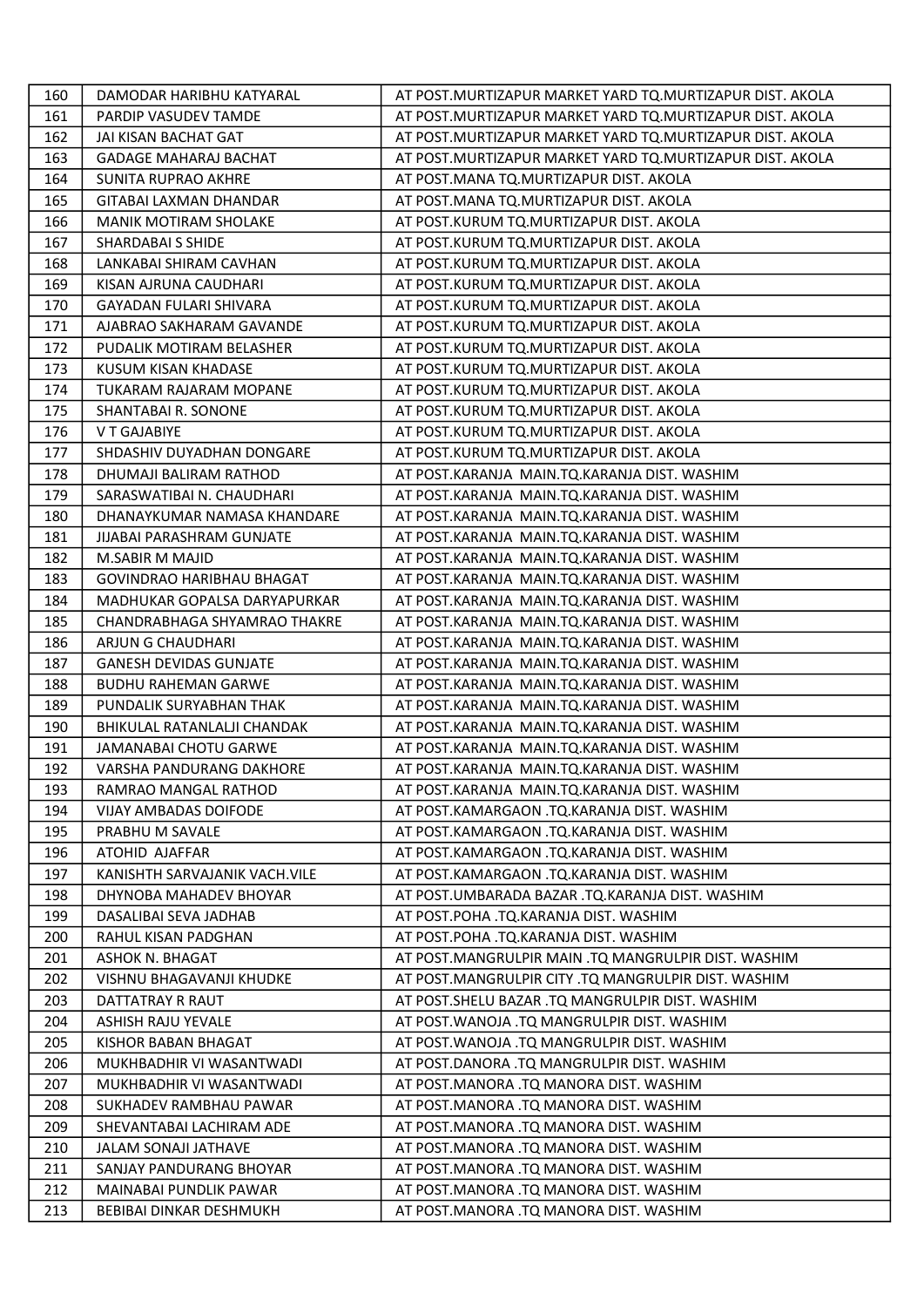| 160 | DAMODAR HARIBHU KATYARAL | AT POST.MURTIZAPUR MARKET YARD TQ.MURTIZAPUR DIST. AKOLA |
|---|---|---|
| 161 | PARDIP VASUDEV TAMDE | AT POST.MURTIZAPUR MARKET YARD TQ.MURTIZAPUR DIST. AKOLA |
| 162 | JAI KISAN BACHAT GAT | AT POST.MURTIZAPUR MARKET YARD TQ.MURTIZAPUR DIST. AKOLA |
| 163 | GADAGE MAHARAJ BACHAT | AT POST.MURTIZAPUR MARKET YARD TQ.MURTIZAPUR DIST. AKOLA |
| 164 | SUNITA RUPRAO AKHRE | AT POST.MANA TQ.MURTIZAPUR DIST. AKOLA |
| 165 | GITABAI LAXMAN DHANDAR | AT POST.MANA TQ.MURTIZAPUR DIST. AKOLA |
| 166 | MANIK MOTIRAM SHOLAKE | AT POST.KURUM TQ.MURTIZAPUR DIST. AKOLA |
| 167 | SHARDABAI S SHIDE | AT POST.KURUM TQ.MURTIZAPUR DIST. AKOLA |
| 168 | LANKABAI SHIRAM CAVHAN | AT POST.KURUM TQ.MURTIZAPUR DIST. AKOLA |
| 169 | KISAN AJRUNA CAUDHARI | AT POST.KURUM TQ.MURTIZAPUR DIST. AKOLA |
| 170 | GAYADAN FULARI SHIVARA | AT POST.KURUM TQ.MURTIZAPUR DIST. AKOLA |
| 171 | AJABRAO SAKHARAM GAVANDE | AT POST.KURUM TQ.MURTIZAPUR DIST. AKOLA |
| 172 | PUDALIK MOTIRAM BELASHER | AT POST.KURUM TQ.MURTIZAPUR DIST. AKOLA |
| 173 | KUSUM KISAN KHADASE | AT POST.KURUM TQ.MURTIZAPUR DIST. AKOLA |
| 174 | TUKARAM RAJARAM MOPANE | AT POST.KURUM TQ.MURTIZAPUR DIST. AKOLA |
| 175 | SHANTABAI R. SONONE | AT POST.KURUM TQ.MURTIZAPUR DIST. AKOLA |
| 176 | V T GAJABIYE | AT POST.KURUM TQ.MURTIZAPUR DIST. AKOLA |
| 177 | SHDASHIV DUYADHAN DONGARE | AT POST.KURUM TQ.MURTIZAPUR DIST. AKOLA |
| 178 | DHUMAJI BALIRAM RATHOD | AT POST.KARANJA MAIN.TQ.KARANJA DIST. WASHIM |
| 179 | SARASWATIBAI N. CHAUDHARI | AT POST.KARANJA MAIN.TQ.KARANJA DIST. WASHIM |
| 180 | DHANAYKUMAR NAMASA KHANDARE | AT POST.KARANJA MAIN.TQ.KARANJA DIST. WASHIM |
| 181 | JIJABAI PARASHRAM GUNJATE | AT POST.KARANJA MAIN.TQ.KARANJA DIST. WASHIM |
| 182 | M.SABIR M MAJID | AT POST.KARANJA MAIN.TQ.KARANJA DIST. WASHIM |
| 183 | GOVINDRAO HARIBHAU BHAGAT | AT POST.KARANJA MAIN.TQ.KARANJA DIST. WASHIM |
| 184 | MADHUKAR GOPALSA DARYAPURKAR | AT POST.KARANJA MAIN.TQ.KARANJA DIST. WASHIM |
| 185 | CHANDRABHAGA SHYAMRAO THAKRE | AT POST.KARANJA MAIN.TQ.KARANJA DIST. WASHIM |
| 186 | ARJUN G CHAUDHARI | AT POST.KARANJA MAIN.TQ.KARANJA DIST. WASHIM |
| 187 | GANESH DEVIDAS GUNJATE | AT POST.KARANJA MAIN.TQ.KARANJA DIST. WASHIM |
| 188 | BUDHU RAHEMAN GARWE | AT POST.KARANJA MAIN.TQ.KARANJA DIST. WASHIM |
| 189 | PUNDALIK SURYABHAN THAK | AT POST.KARANJA MAIN.TQ.KARANJA DIST. WASHIM |
| 190 | BHIKULAL RATANLALJI CHANDAK | AT POST.KARANJA MAIN.TQ.KARANJA DIST. WASHIM |
| 191 | JAMANABAI CHOTU GARWE | AT POST.KARANJA MAIN.TQ.KARANJA DIST. WASHIM |
| 192 | VARSHA PANDURANG DAKHORE | AT POST.KARANJA MAIN.TQ.KARANJA DIST. WASHIM |
| 193 | RAMRAO MANGAL RATHOD | AT POST.KARANJA MAIN.TQ.KARANJA DIST. WASHIM |
| 194 | VIJAY AMBADAS DOIFODE | AT POST.KAMARGAON .TQ.KARANJA DIST. WASHIM |
| 195 | PRABHU M SAVALE | AT POST.KAMARGAON .TQ.KARANJA DIST. WASHIM |
| 196 | ATOHID AJAFFAR | AT POST.KAMARGAON .TQ.KARANJA DIST. WASHIM |
| 197 | KANISHTH SARVAJANIK VACH.VILE | AT POST.KAMARGAON .TQ.KARANJA DIST. WASHIM |
| 198 | DHYNOBA MAHADEV BHOYAR | AT POST.UMBARADA BAZAR .TQ.KARANJA DIST. WASHIM |
| 199 | DASALIBAI SEVA JADHAB | AT POST.POHA .TQ.KARANJA DIST. WASHIM |
| 200 | RAHUL KISAN PADGHAN | AT POST.POHA .TQ.KARANJA DIST. WASHIM |
| 201 | ASHOK N. BHAGAT | AT POST.MANGRULPIR MAIN .TQ MANGRULPIR DIST. WASHIM |
| 202 | VISHNU BHAGAVANJI KHUDKE | AT POST.MANGRULPIR CITY .TQ MANGRULPIR DIST. WASHIM |
| 203 | DATTATRAY R RAUT | AT POST.SHELU BAZAR .TQ MANGRULPIR DIST. WASHIM |
| 204 | ASHISH RAJU YEVALE | AT POST.WANOJA .TQ MANGRULPIR DIST. WASHIM |
| 205 | KISHOR BABAN BHAGAT | AT POST.WANOJA .TQ MANGRULPIR DIST. WASHIM |
| 206 | MUKHBADHIR VI WASANTWADI | AT POST.DANORA .TQ MANGRULPIR DIST. WASHIM |
| 207 | MUKHBADHIR VI WASANTWADI | AT POST.MANORA .TQ MANORA DIST. WASHIM |
| 208 | SUKHADEV RAMBHAU PAWAR | AT POST.MANORA .TQ MANORA DIST. WASHIM |
| 209 | SHEVANTABAI LACHIRAM ADE | AT POST.MANORA .TQ MANORA DIST. WASHIM |
| 210 | JALAM SONAJI JATHAVE | AT POST.MANORA .TQ MANORA DIST. WASHIM |
| 211 | SANJAY PANDURANG BHOYAR | AT POST.MANORA .TQ MANORA DIST. WASHIM |
| 212 | MAINABAI PUNDLIK PAWAR | AT POST.MANORA .TQ MANORA DIST. WASHIM |
| 213 | BEBIBAI DINKAR DESHMUKH | AT POST.MANORA .TQ MANORA DIST. WASHIM |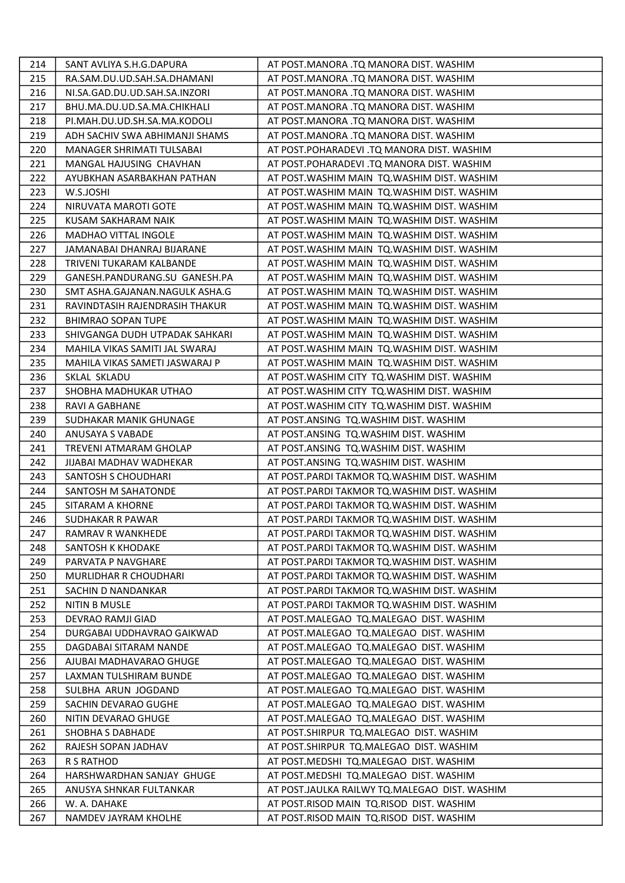| 214 | SANT AVLIYA S.H.G.DAPURA | AT POST.MANORA .TQ MANORA DIST. WASHIM |
|---|---|---|
| 215 | RA.SAM.DU.UD.SAH.SA.DHAMANI | AT POST.MANORA .TQ MANORA DIST. WASHIM |
| 216 | NI.SA.GAD.DU.UD.SAH.SA.INZORI | AT POST.MANORA .TQ MANORA DIST. WASHIM |
| 217 | BHU.MA.DU.UD.SA.MA.CHIKHALI | AT POST.MANORA .TQ MANORA DIST. WASHIM |
| 218 | PI.MAH.DU.UD.SH.SA.MA.KODOLI | AT POST.MANORA .TQ MANORA DIST. WASHIM |
| 219 | ADH SACHIV SWA ABHIMANJI SHAMS | AT POST.MANORA .TQ MANORA DIST. WASHIM |
| 220 | MANAGER SHRIMATI TULSABAI | AT POST.POHARADEVI .TQ MANORA DIST. WASHIM |
| 221 | MANGAL HAJUSING CHAVHAN | AT POST.POHARADEVI .TQ MANORA DIST. WASHIM |
| 222 | AYUBKHAN ASARBAKHAN PATHAN | AT POST.WASHIM MAIN TQ.WASHIM DIST. WASHIM |
| 223 | W.S.JOSHI | AT POST.WASHIM MAIN TQ.WASHIM DIST. WASHIM |
| 224 | NIRUVATA MAROTI GOTE | AT POST.WASHIM MAIN TQ.WASHIM DIST. WASHIM |
| 225 | KUSAM SAKHARAM NAIK | AT POST.WASHIM MAIN TQ.WASHIM DIST. WASHIM |
| 226 | MADHAO VITTAL INGOLE | AT POST.WASHIM MAIN TQ.WASHIM DIST. WASHIM |
| 227 | JAMANABAI DHANRAJ BIJARANE | AT POST.WASHIM MAIN TQ.WASHIM DIST. WASHIM |
| 228 | TRIVENI TUKARAM KALBANDE | AT POST.WASHIM MAIN TQ.WASHIM DIST. WASHIM |
| 229 | GANESH.PANDURANG.SU GANESH.PA | AT POST.WASHIM MAIN TQ.WASHIM DIST. WASHIM |
| 230 | SMT ASHA.GAJANAN.NAGULK ASHA.G | AT POST.WASHIM MAIN TQ.WASHIM DIST. WASHIM |
| 231 | RAVINDTASIH RAJENDRASIH THAKUR | AT POST.WASHIM MAIN TQ.WASHIM DIST. WASHIM |
| 232 | BHIMRAO SOPAN TUPE | AT POST.WASHIM MAIN TQ.WASHIM DIST. WASHIM |
| 233 | SHIVGANGA DUDH UTPADAK SAHKARI | AT POST.WASHIM MAIN TQ.WASHIM DIST. WASHIM |
| 234 | MAHILA VIKAS SAMITI JAL SWARAJ | AT POST.WASHIM MAIN TQ.WASHIM DIST. WASHIM |
| 235 | MAHILA VIKAS SAMETI JASWARAJ P | AT POST.WASHIM MAIN TQ.WASHIM DIST. WASHIM |
| 236 | SKLAL SKLADU | AT POST.WASHIM CITY TQ.WASHIM DIST. WASHIM |
| 237 | SHOBHA MADHUKAR UTHAO | AT POST.WASHIM CITY TQ.WASHIM DIST. WASHIM |
| 238 | RAVI A GABHANE | AT POST.WASHIM CITY TQ.WASHIM DIST. WASHIM |
| 239 | SUDHAKAR MANIK GHUNAGE | AT POST.ANSING TQ.WASHIM DIST. WASHIM |
| 240 | ANUSAYA S VABADE | AT POST.ANSING TQ.WASHIM DIST. WASHIM |
| 241 | TREVENI ATMARAM GHOLAP | AT POST.ANSING TQ.WASHIM DIST. WASHIM |
| 242 | JIJABAI MADHAV WADHEKAR | AT POST.ANSING TQ.WASHIM DIST. WASHIM |
| 243 | SANTOSH S CHOUDHARI | AT POST.PARDI TAKMOR TQ.WASHIM DIST. WASHIM |
| 244 | SANTOSH M SAHATONDE | AT POST.PARDI TAKMOR TQ.WASHIM DIST. WASHIM |
| 245 | SITARAM A KHORNE | AT POST.PARDI TAKMOR TQ.WASHIM DIST. WASHIM |
| 246 | SUDHAKAR R PAWAR | AT POST.PARDI TAKMOR TQ.WASHIM DIST. WASHIM |
| 247 | RAMRAV R WANKHEDE | AT POST.PARDI TAKMOR TQ.WASHIM DIST. WASHIM |
| 248 | SANTOSH K KHODAKE | AT POST.PARDI TAKMOR TQ.WASHIM DIST. WASHIM |
| 249 | PARVATA P NAVGHARE | AT POST.PARDI TAKMOR TQ.WASHIM DIST. WASHIM |
| 250 | MURLIDHAR R CHOUDHARI | AT POST.PARDI TAKMOR TQ.WASHIM DIST. WASHIM |
| 251 | SACHIN D NANDANKAR | AT POST.PARDI TAKMOR TQ.WASHIM DIST. WASHIM |
| 252 | NITIN B MUSLE | AT POST.PARDI TAKMOR TQ.WASHIM DIST. WASHIM |
| 253 | DEVRAO RAMJI GIAD | AT POST.MALEGAO TQ.MALEGAO DIST. WASHIM |
| 254 | DURGABAI UDDHAVRAO GAIKWAD | AT POST.MALEGAO TQ.MALEGAO DIST. WASHIM |
| 255 | DAGDABAI SITARAM NANDE | AT POST.MALEGAO TQ.MALEGAO DIST. WASHIM |
| 256 | AJUBAI MADHAVARAO GHUGE | AT POST.MALEGAO TQ.MALEGAO DIST. WASHIM |
| 257 | LAXMAN TULSHIRAM BUNDE | AT POST.MALEGAO TQ.MALEGAO DIST. WASHIM |
| 258 | SULBHA ARUN JOGDAND | AT POST.MALEGAO TQ.MALEGAO DIST. WASHIM |
| 259 | SACHIN DEVARAO GUGHE | AT POST.MALEGAO TQ.MALEGAO DIST. WASHIM |
| 260 | NITIN DEVARAO GHUGE | AT POST.MALEGAO TQ.MALEGAO DIST. WASHIM |
| 261 | SHOBHA S DABHADE | AT POST.SHIRPUR TQ.MALEGAO DIST. WASHIM |
| 262 | RAJESH SOPAN JADHAV | AT POST.SHIRPUR TQ.MALEGAO DIST. WASHIM |
| 263 | R S RATHOD | AT POST.MEDSHI TQ.MALEGAO DIST. WASHIM |
| 264 | HARSHWARDHAN SANJAY GHUGE | AT POST.MEDSHI TQ.MALEGAO DIST. WASHIM |
| 265 | ANUSYA SHNKAR FULTANKAR | AT POST.JAULKA RAILWY TQ.MALEGAO DIST. WASHIM |
| 266 | W. A. DAHAKE | AT POST.RISOD MAIN TQ.RISOD DIST. WASHIM |
| 267 | NAMDEV JAYRAM KHOLHE | AT POST.RISOD MAIN TQ.RISOD DIST. WASHIM |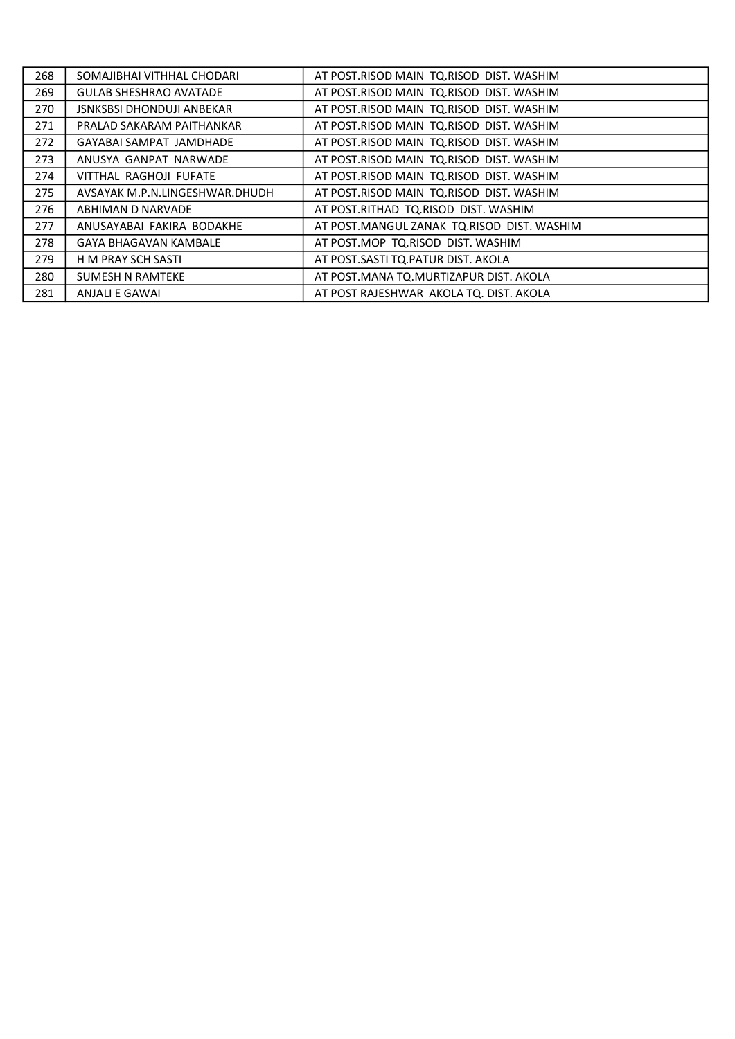| | | |
|---|---|---|
| 268 | SOMAJIBHAI VITHHAL CHODARI | AT POST.RISOD MAIN TQ.RISOD DIST. WASHIM |
| 269 | GULAB SHESHRAO AVATADE | AT POST.RISOD MAIN TQ.RISOD DIST. WASHIM |
| 270 | JSNKSBSI DHONDUJI ANBEKAR | AT POST.RISOD MAIN TQ.RISOD DIST. WASHIM |
| 271 | PRALAD SAKARAM PAITHANKAR | AT POST.RISOD MAIN TQ.RISOD DIST. WASHIM |
| 272 | GAYABAI SAMPAT JAMDHADE | AT POST.RISOD MAIN TQ.RISOD DIST. WASHIM |
| 273 | ANUSYA GANPAT NARWADE | AT POST.RISOD MAIN TQ.RISOD DIST. WASHIM |
| 274 | VITTHAL RAGHOJI FUFATE | AT POST.RISOD MAIN TQ.RISOD DIST. WASHIM |
| 275 | AVSAYAK M.P.N.LINGESHWAR.DHUDH | AT POST.RISOD MAIN TQ.RISOD DIST. WASHIM |
| 276 | ABHIMAN D NARVADE | AT POST.RITHAD TQ.RISOD DIST. WASHIM |
| 277 | ANUSAYABAI FAKIRA BODAKHE | AT POST.MANGUL ZANAK TQ.RISOD DIST. WASHIM |
| 278 | GAYA BHAGAVAN KAMBALE | AT POST.MOP TQ.RISOD DIST. WASHIM |
| 279 | H M PRAY SCH SASTI | AT POST.SASTI TQ.PATUR DIST. AKOLA |
| 280 | SUMESH N RAMTEKE | AT POST.MANA TQ.MURTIZAPUR DIST. AKOLA |
| 281 | ANJALI E GAWAI | AT POST RAJESHWAR AKOLA TQ. DIST. AKOLA |